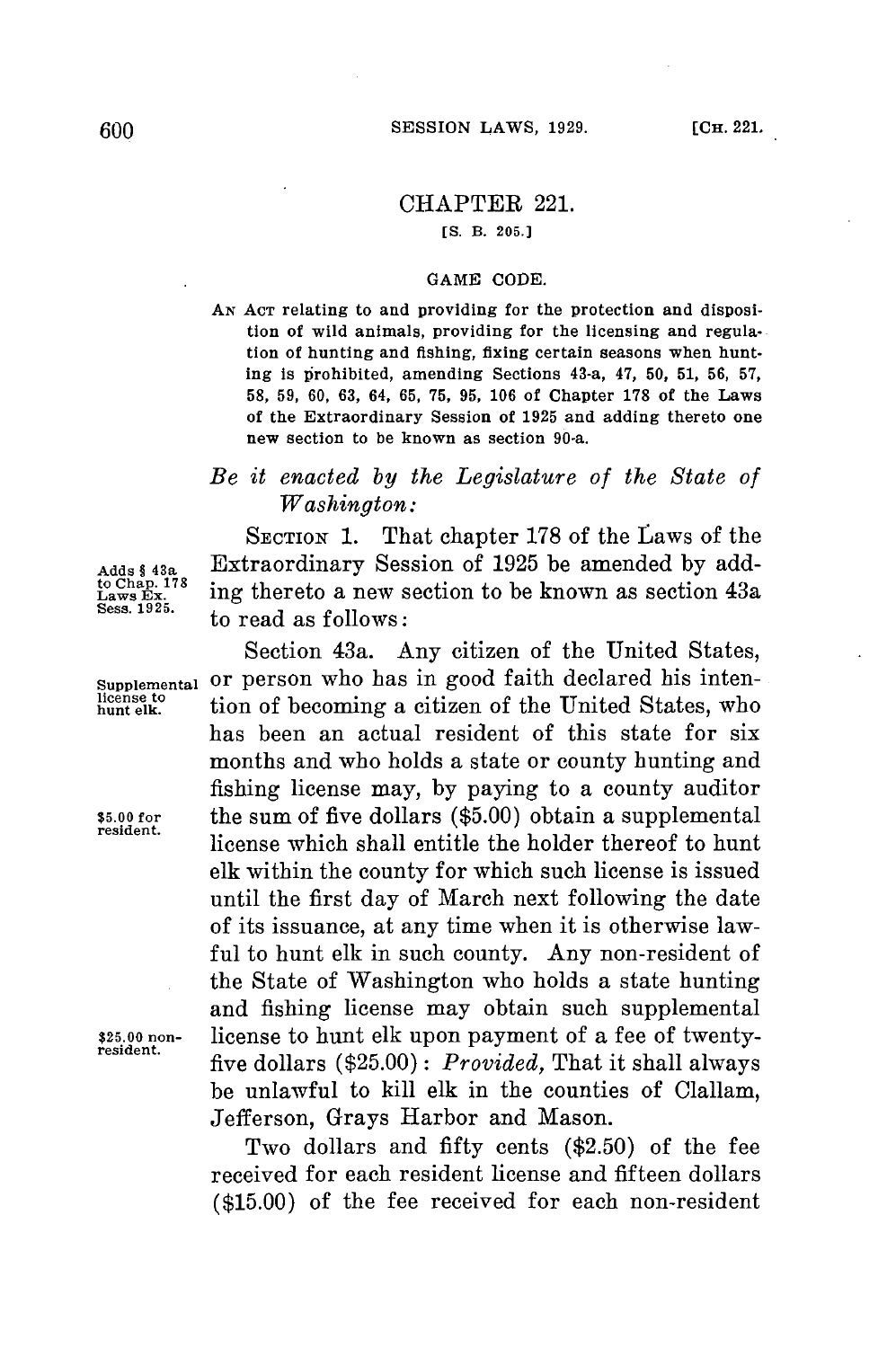# CHAPTER 221.

[S. B. 205.]

## GAME CODE.

AN ACT relating to and providing for the protection and disposition of wild animals, providing for the licensing and regulation of hunting and fishing, fixing certain seasons when hunting is prohibited, amending Sections 43-a, 47, 50, 51, 56, 57, 58, 59, 60, 63, 64, 65, 75, 95, 106 of Chapter 178 of the Laws of the Extraordinary Session of 1925 and adding thereto one new section to be known as section 90-a.

*Be it enacted by the Legislature of the State of Washington:*

SECTION 1. That chapter 178 of the Laws of the Extraordinary Session of 1925 be amended by adding thereto a new section to be known as section 43a to read as follows:

Adds § 43a to Chap. 178 Laws Ex. Sess. 1925.

Section 43a. Any citizen of the United States, or person who has in good faith declared his intention of becoming a citizen of the United States, who has been an actual resident of this state for six months and who holds a state or county hunting and fishing license may, by paying to a county auditor the sum of five dollars ($5.00) obtain a supplemental license which shall entitle the holder thereof to hunt elk within the county for which such license is issued until the first day of March next following the date of its issuance, at any time when it is otherwise lawful to hunt elk in such county. Any non-resident of the State of Washington who holds a state hunting and fishing license may obtain such supplemental license to hunt elk upon payment of a fee of twenty-five dollars ($25.00): *Provided,* That it shall always be unlawful to kill elk in the counties of Clallam, Jefferson, Grays Harbor and Mason.

Supplemental license to hunt elk.

$5.00 for resident.

$25.00 non-resident.

Two dollars and fifty cents ($2.50) of the fee received for each resident license and fifteen dollars ($15.00) of the fee received for each non-resident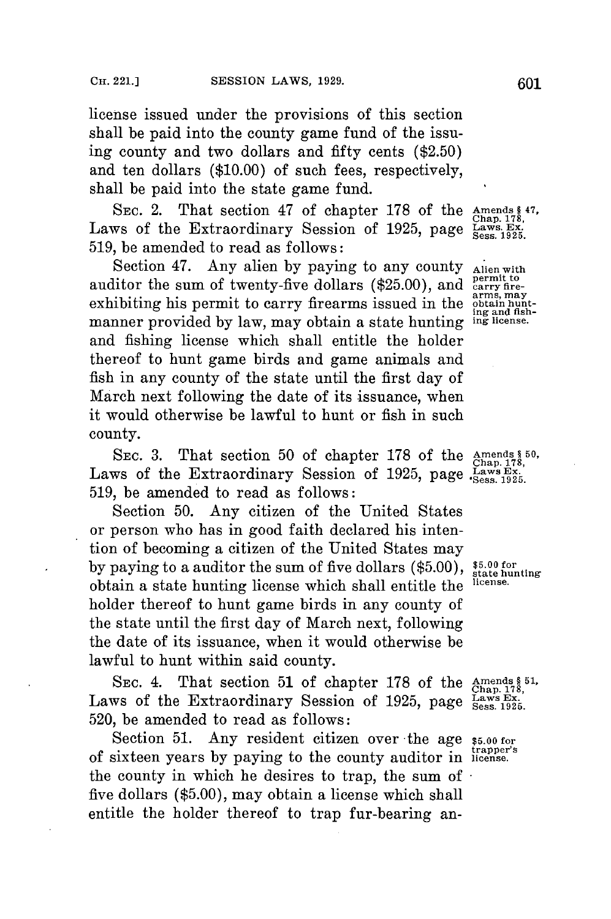license issued under the provisions of this section shall be paid into the county game fund of the issuing county and two dollars and fifty cents ($2.50) and ten dollars ($10.00) of such fees, respectively, shall be paid into the state game fund.

SEC. 2. That section 47 of chapter 178 of the Laws of the Extraordinary Session of 1925, page 519, be amended to read as follows:

*Amends § 47, Chap. 178, Laws Ex. Sess. 1925.*

Section 47. Any alien by paying to any county auditor the sum of twenty-five dollars ($25.00), and exhibiting his permit to carry firearms issued in the manner provided by law, may obtain a state hunting and fishing license which shall entitle the holder thereof to hunt game birds and game animals and fish in any county of the state until the first day of March next following the date of its issuance, when it would otherwise be lawful to hunt or fish in such county.

*Alien with permit to carry firearms, may obtain hunting and fishing license.*

SEC. 3. That section 50 of chapter 178 of the Laws of the Extraordinary Session of 1925, page 519, be amended to read as follows:

*Amends § 50, Chap. 178, Laws Ex. Sess. 1925.*

Section 50. Any citizen of the United States or person who has in good faith declared his intention of becoming a citizen of the United States may by paying to a auditor the sum of five dollars ($5.00), obtain a state hunting license which shall entitle the holder thereof to hunt game birds in any county of the state until the first day of March next, following the date of its issuance, when it would otherwise be lawful to hunt within said county.

*$5.00 for state hunting license.*

SEC. 4. That section 51 of chapter 178 of the Laws of the Extraordinary Session of 1925, page 520, be amended to read as follows:

*Amends § 51, Chap. 178, Laws Ex. Sess. 1925.*

Section 51. Any resident citizen over the age of sixteen years by paying to the county auditor in the county in which he desires to trap, the sum of five dollars ($5.00), may obtain a license which shall entitle the holder thereof to trap fur-bearing an-

*$5.00 for trapper's license.*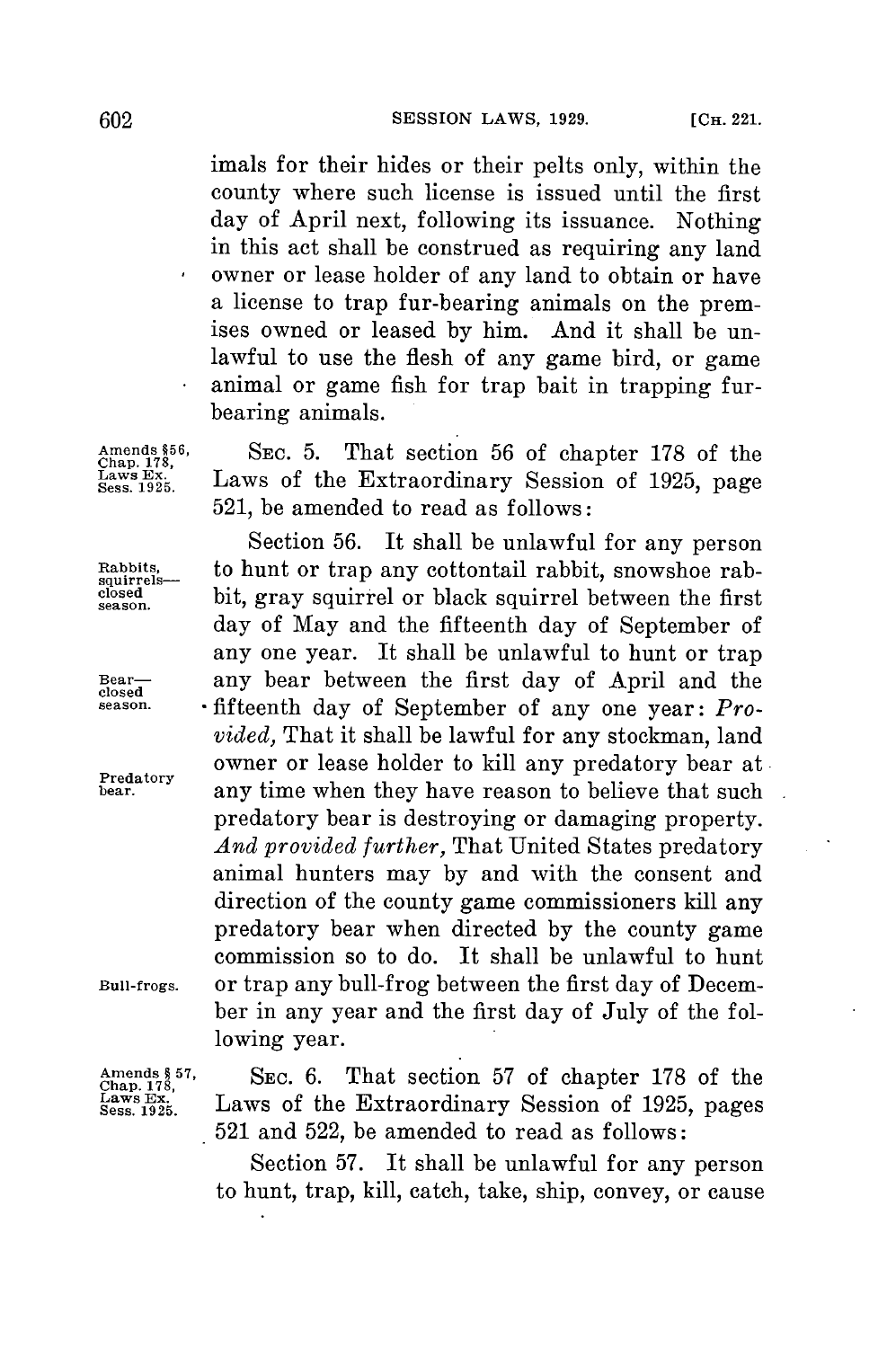imals for their hides or their pelts only, within the county where such license is issued until the first day of April next, following its issuance. Nothing in this act shall be construed as requiring any land owner or lease holder of any land to obtain or have a license to trap fur-bearing animals on the premises owned or leased by him. And it shall be unlawful to use the flesh of any game bird, or game animal or game fish for trap bait in trapping fur-bearing animals.

Amends §56, Chap. 178, Laws Ex. Sess. 1925.

SEC. 5. That section 56 of chapter 178 of the Laws of the Extraordinary Session of 1925, page 521, be amended to read as follows:

Rabbits, squirrels—closed season.

Section 56. It shall be unlawful for any person to hunt or trap any cottontail rabbit, snowshoe rabbit, gray squirrel or black squirrel between the first day of May and the fifteenth day of September of any one year. It shall be unlawful to hunt or trap any bear between the first day of April and the fifteenth day of September of any one year: *Provided,* That it shall be lawful for any stockman, land owner or lease holder to kill any predatory bear at any time when they have reason to believe that such predatory bear is destroying or damaging property. *And provided further,* That United States predatory animal hunters may by and with the consent and direction of the county game commissioners kill any predatory bear when directed by the county game commission so to do. It shall be unlawful to hunt or trap any bull-frog between the first day of December in any year and the first day of July of the following year.

Bear—closed season.

Predatory bear.

Bull-frogs.

Amends § 57, Chap. 178, Laws Ex. Sess. 1925.

SEC. 6. That section 57 of chapter 178 of the Laws of the Extraordinary Session of 1925, pages 521 and 522, be amended to read as follows:

Section 57. It shall be unlawful for any person to hunt, trap, kill, catch, take, ship, convey, or cause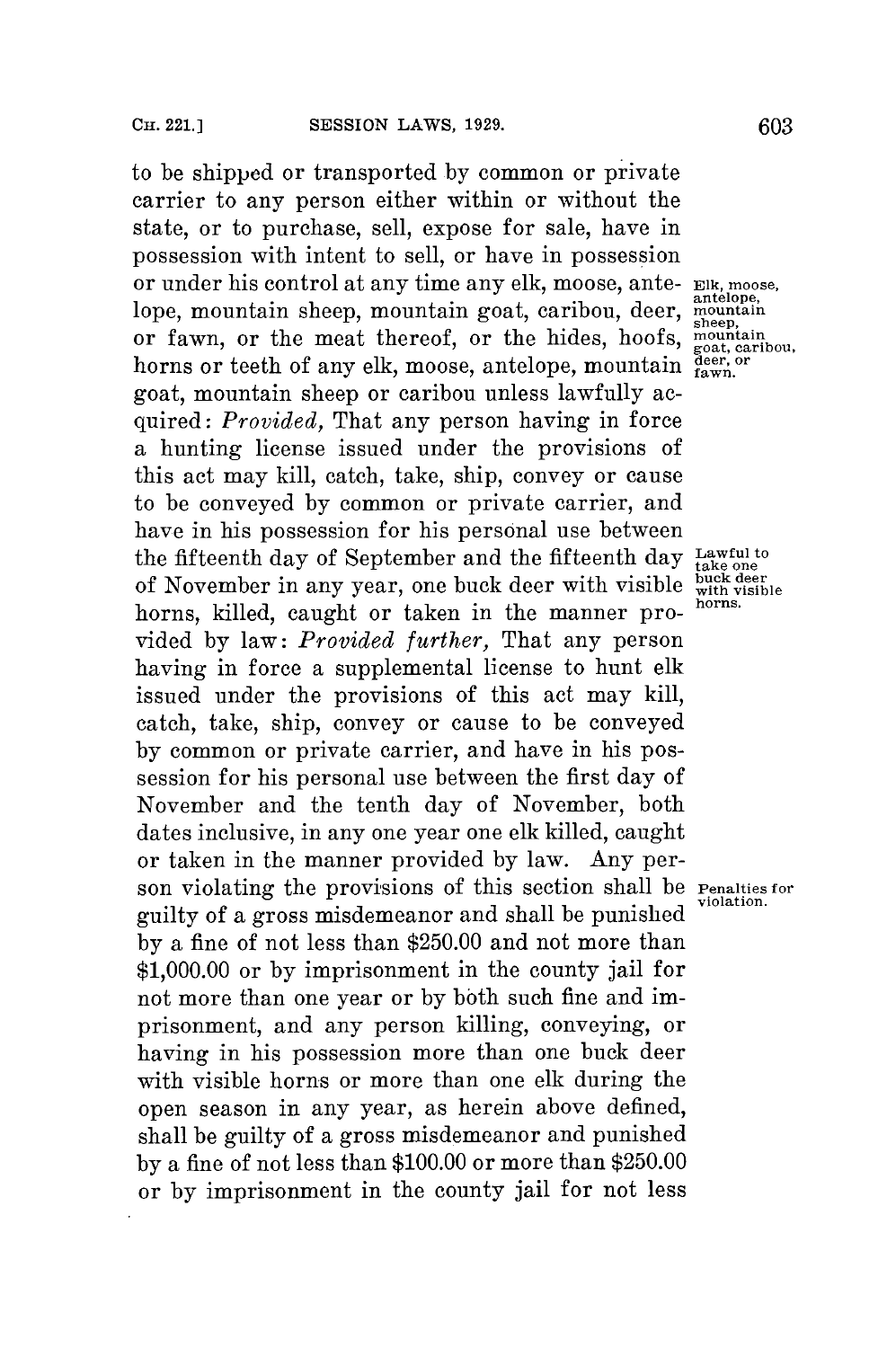to be shipped or transported by common or private carrier to any person either within or without the state, or to purchase, sell, expose for sale, have in possession with intent to sell, or have in possession or under his control at any time any elk, moose, antelope, mountain sheep, mountain goat, caribou, deer, or fawn, or the meat thereof, or the hides, hoofs, horns or teeth of any elk, moose, antelope, mountain goat, mountain sheep or caribou unless lawfully acquired: *Provided,* That any person having in force a hunting license issued under the provisions of this act may kill, catch, take, ship, convey or cause to be conveyed by common or private carrier, and have in his possession for his personal use between the fifteenth day of September and the fifteenth day of November in any year, one buck deer with visible horns, killed, caught or taken in the manner provided by law: *Provided further,* That any person having in force a supplemental license to hunt elk issued under the provisions of this act may kill, catch, take, ship, convey or cause to be conveyed by common or private carrier, and have in his possession for his personal use between the first day of November and the tenth day of November, both dates inclusive, in any one year one elk killed, caught or taken in the manner provided by law. Any person violating the provisions of this section shall be guilty of a gross misdemeanor and shall be punished by a fine of not less than $250.00 and not more than $1,000.00 or by imprisonment in the county jail for not more than one year or by both such fine and imprisonment, and any person killing, conveying, or having in his possession more than one buck deer with visible horns or more than one elk during the open season in any year, as herein above defined, shall be guilty of a gross misdemeanor and punished by a fine of not less than $100.00 or more than $250.00 or by imprisonment in the county jail for not less

Elk, moose, antelope, mountain sheep, mountain goat, caribou, deer, or fawn.

Lawful to take one buck deer with visible horns.

Penalties for violation.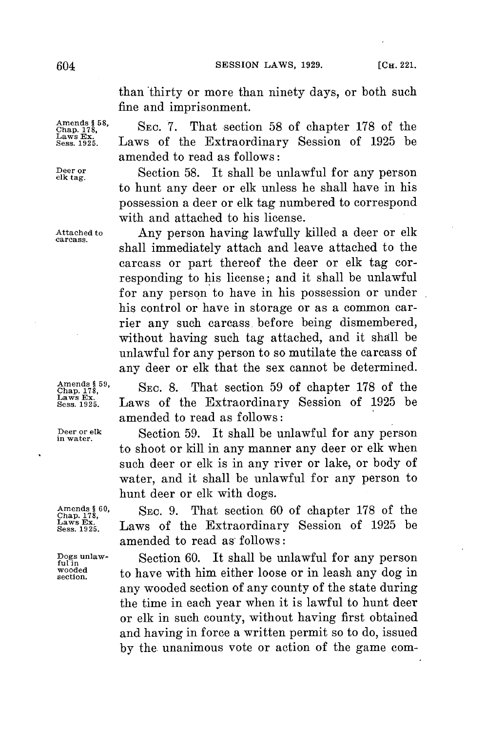than thirty or more than ninety days, or both such fine and imprisonment.

Amends § 58, Chap. 178, Laws Ex. Sess. 1925.

SEC. 7. That section 58 of chapter 178 of the Laws of the Extraordinary Session of 1925 be amended to read as follows:

Deer or elk tag.

Section 58. It shall be unlawful for any person to hunt any deer or elk unless he shall have in his possession a deer or elk tag numbered to correspond with and attached to his license.

Attached to carcass.

Any person having lawfully killed a deer or elk shall immediately attach and leave attached to the carcass or part thereof the deer or elk tag corresponding to his license; and it shall be unlawful for any person to have in his possession or under his control or have in storage or as a common carrier any such carcass before being dismembered, without having such tag attached, and it shall be unlawful for any person to so mutilate the carcass of any deer or elk that the sex cannot be determined.

Amends § 59, Chap. 178, Laws Ex. Sess. 1925.

SEC. 8. That section 59 of chapter 178 of the Laws of the Extraordinary Session of 1925 be amended to read as follows:

Deer or elk in water.

Section 59. It shall be unlawful for any person to shoot or kill in any manner any deer or elk when such deer or elk is in any river or lake, or body of water, and it shall be unlawful for any person to hunt deer or elk with dogs.

Amends § 60, Chap. 178, Laws Ex. Sess. 1925.

SEC. 9. That section 60 of chapter 178 of the Laws of the Extraordinary Session of 1925 be amended to read as follows:

Dogs unlawful in wooded section.

Section 60. It shall be unlawful for any person to have with him either loose or in leash any dog in any wooded section of any county of the state during the time in each year when it is lawful to hunt deer or elk in such county, without having first obtained and having in force a written permit so to do, issued by the unanimous vote or action of the game com-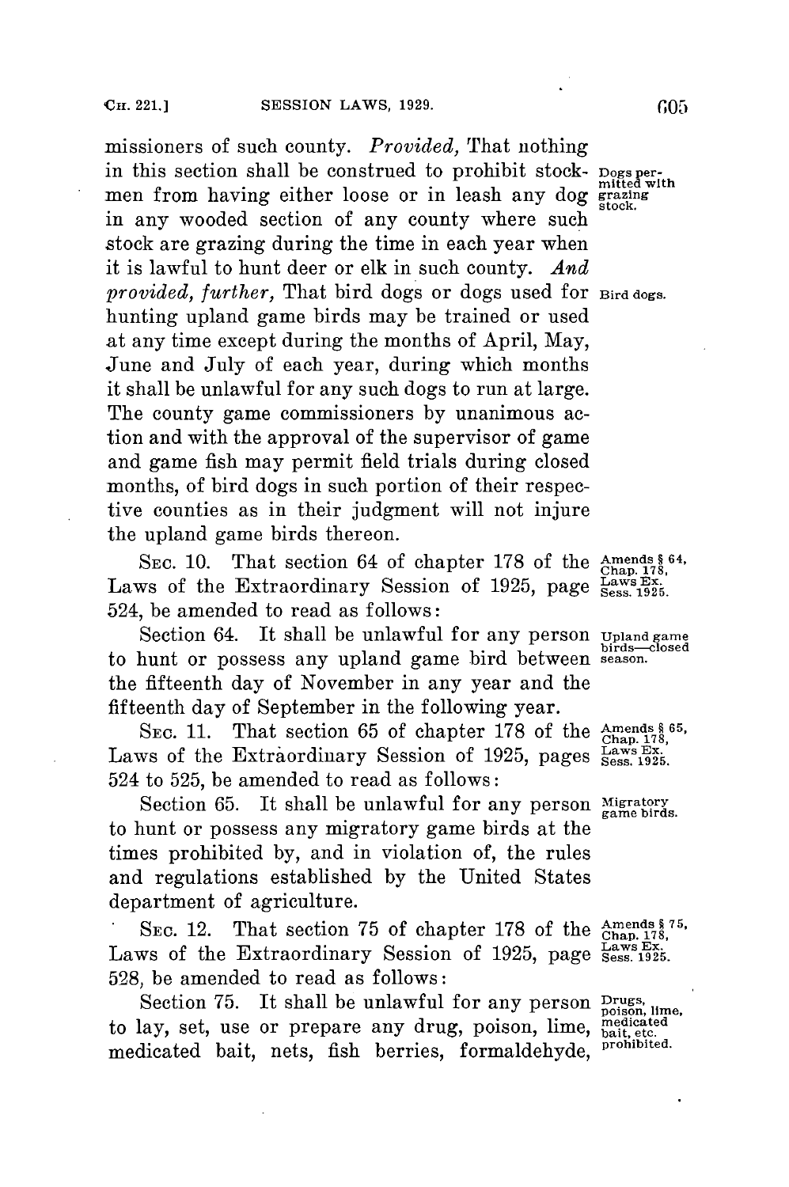missioners of such county. *Provided,* That nothing in this section shall be construed to prohibit stockmen from having either loose or in leash any dog in any wooded section of any county where such stock are grazing during the time in each year when it is lawful to hunt deer or elk in such county. *And provided, further,* That bird dogs or dogs used for hunting upland game birds may be trained or used at any time except during the months of April, May, June and July of each year, during which months it shall be unlawful for any such dogs to run at large. The county game commissioners by unanimous action and with the approval of the supervisor of game and game fish may permit field trials during closed months, of bird dogs in such portion of their respective counties as in their judgment will not injure the upland game birds thereon.

Dogs permitted with grazing stock.

Bird dogs.

SEC. 10. That section 64 of chapter 178 of the Laws of the Extraordinary Session of 1925, page 524, be amended to read as follows:

Amends § 64, Chap. 178, Laws Ex. Sess. 1925.

Section 64. It shall be unlawful for any person to hunt or possess any upland game bird between the fifteenth day of November in any year and the fifteenth day of September in the following year.

Upland game birds—closed season.

SEC. 11. That section 65 of chapter 178 of the Laws of the Extraordinary Session of 1925, pages 524 to 525, be amended to read as follows:

Amends § 65, Chap. 178, Laws Ex. Sess. 1925.

Section 65. It shall be unlawful for any person to hunt or possess any migratory game birds at the times prohibited by, and in violation of, the rules and regulations established by the United States department of agriculture.

Migratory game birds.

SEC. 12. That section 75 of chapter 178 of the Laws of the Extraordinary Session of 1925, page 528, be amended to read as follows:

Amends § 75, Chap. 178, Laws Ex. Sess. 1925.

Section 75. It shall be unlawful for any person to lay, set, use or prepare any drug, poison, lime, medicated bait, nets, fish berries, formaldehyde,

Drugs, poison, lime, medicated bait, etc. prohibited.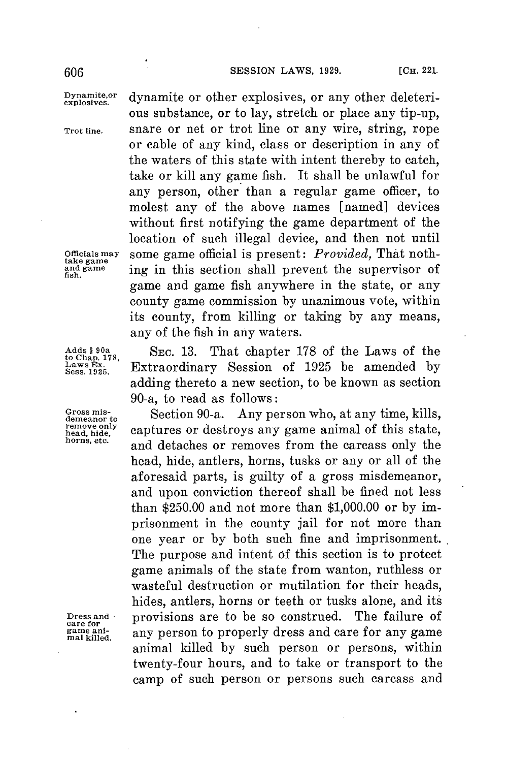dynamite or other explosives, or any other deleterious substance, or to lay, stretch or place any tip-up, snare or net or trot line or any wire, string, rope or cable of any kind, class or description in any of the waters of this state with intent thereby to catch, take or kill any game fish. It shall be unlawful for any person, other than a regular game officer, to molest any of the above names [named] devices without first notifying the game department of the location of such illegal device, and then not until some game official is present: *Provided,* That nothing in this section shall prevent the supervisor of game and game fish anywhere in the state, or any county game commission by unanimous vote, within its county, from killing or taking by any means, any of the fish in any waters.

Dynamite, or explosives.

Trot line.

Officials may take game and game fish.

Adds § 90a to Chap. 178, Laws Ex. Sess. 1925.

SEC. 13. That chapter 178 of the Laws of the Extraordinary Session of 1925 be amended by adding thereto a new section, to be known as section 90-a, to read as follows:

Gross misdemeanor to remove only head, hide, horns, etc.

Section 90-a. Any person who, at any time, kills, captures or destroys any game animal of this state, and detaches or removes from the carcass only the head, hide, antlers, horns, tusks or any or all of the aforesaid parts, is guilty of a gross misdemeanor, and upon conviction thereof shall be fined not less than $250.00 and not more than $1,000.00 or by imprisonment in the county jail for not more than one year or by both such fine and imprisonment. The purpose and intent of this section is to protect game animals of the state from wanton, ruthless or wasteful destruction or mutilation for their heads, hides, antlers, horns or teeth or tusks alone, and its provisions are to be so construed. The failure of any person to properly dress and care for any game animal killed by such person or persons, within twenty-four hours, and to take or transport to the camp of such person or persons such carcass and

Dress and care for game animal killed.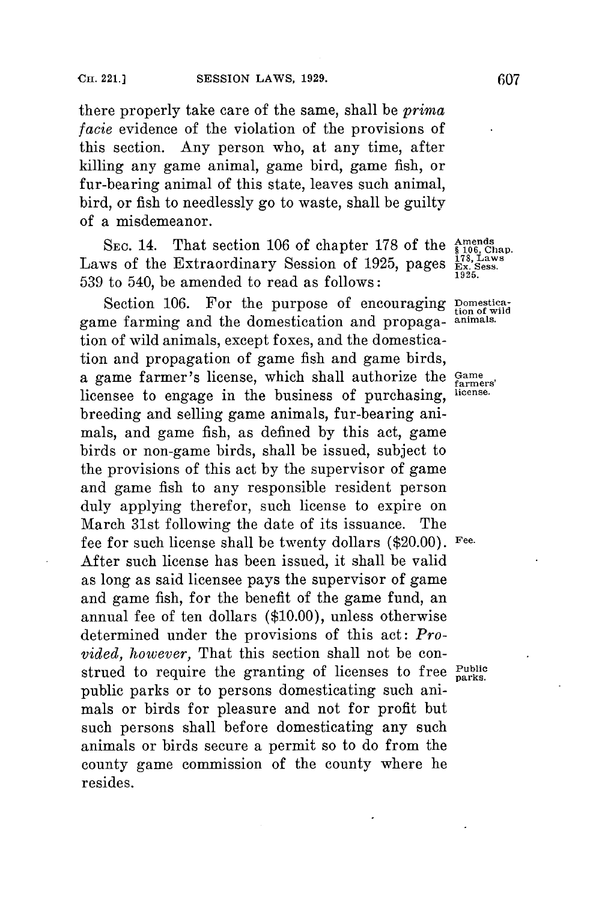there properly take care of the same, shall be *prima facie* evidence of the violation of the provisions of this section. Any person who, at any time, after killing any game animal, game bird, game fish, or fur-bearing animal of this state, leaves such animal, bird, or fish to needlessly go to waste, shall be guilty of a misdemeanor.

SEC. 14. That section 106 of chapter 178 of the Laws of the Extraordinary Session of 1925, pages 539 to 540, be amended to read as follows:

Amends § 106, Chap. 178, Laws Ex. Sess. 1925.

Section 106. For the purpose of encouraging game farming and the domestication and propagation of wild animals, except foxes, and the domestication and propagation of game fish and game birds, a game farmer's license, which shall authorize the licensee to engage in the business of purchasing, breeding and selling game animals, fur-bearing animals, and game fish, as defined by this act, game birds or non-game birds, shall be issued, subject to the provisions of this act by the supervisor of game and game fish to any responsible resident person duly applying therefor, such license to expire on March 31st following the date of its issuance. The fee for such license shall be twenty dollars ($20.00). After such license has been issued, it shall be valid as long as said licensee pays the supervisor of game and game fish, for the benefit of the game fund, an annual fee of ten dollars ($10.00), unless otherwise determined under the provisions of this act: *Provided, however,* That this section shall not be construed to require the granting of licenses to free public parks or to persons domesticating such animals or birds for pleasure and not for profit but such persons shall before domesticating any such animals or birds secure a permit so to do from the county game commission of the county where he resides.

Domestication of wild animals.

Game farmers' license.

Fee.

Public parks.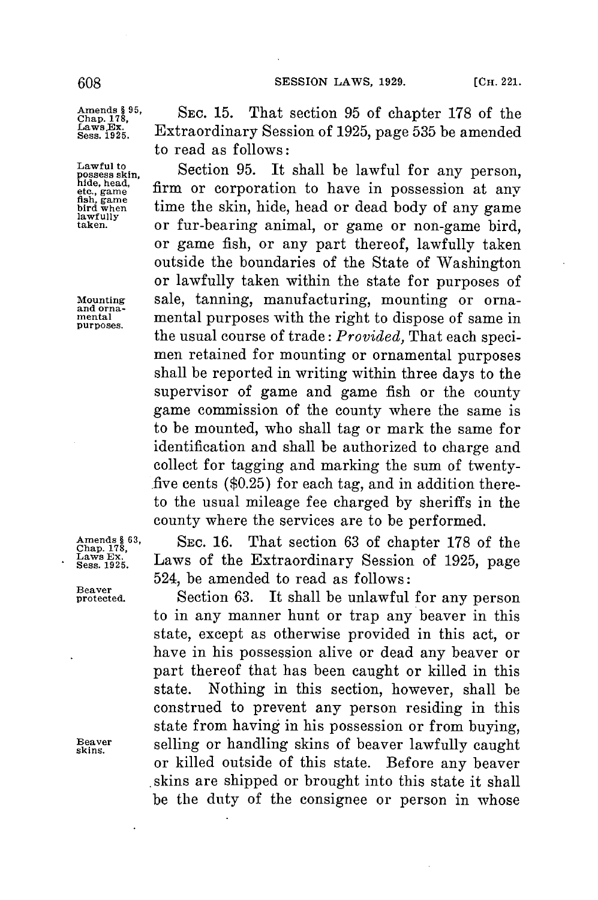Amends § 95, Chap. 178, Laws Ex. Sess. 1925.

SEC. 15. That section 95 of chapter 178 of the Extraordinary Session of 1925, page 535 be amended to read as follows:

Lawful to possess skin, hide, head, etc., game fish, game bird when lawfully taken.

Section 95. It shall be lawful for any person, firm or corporation to have in possession at any time the skin, hide, head or dead body of any game or fur-bearing animal, or game or non-game bird, or game fish, or any part thereof, lawfully taken outside the boundaries of the State of Washington or lawfully taken within the state for purposes of sale, tanning, manufacturing, mounting or ornamental purposes with the right to dispose of same in the usual course of trade: *Provided,* That each specimen retained for mounting or ornamental purposes shall be reported in writing within three days to the supervisor of game and game fish or the county game commission of the county where the same is to be mounted, who shall tag or mark the same for identification and shall be authorized to charge and collect for tagging and marking the sum of twenty-five cents ($0.25) for each tag, and in addition thereto the usual mileage fee charged by sheriffs in the county where the services are to be performed.

Mounting and ornamental purposes.

Amends § 63, Chap. 178, Laws Ex. Sess. 1925.

SEC. 16. That section 63 of chapter 178 of the Laws of the Extraordinary Session of 1925, page 524, be amended to read as follows:

Beaver protected.

Section 63. It shall be unlawful for any person to in any manner hunt or trap any beaver in this state, except as otherwise provided in this act, or have in his possession alive or dead any beaver or part thereof that has been caught or killed in this state. Nothing in this section, however, shall be construed to prevent any person residing in this state from having in his possession or from buying, selling or handling skins of beaver lawfully caught or killed outside of this state. Before any beaver skins are shipped or brought into this state it shall be the duty of the consignee or person in whose

Beaver skins.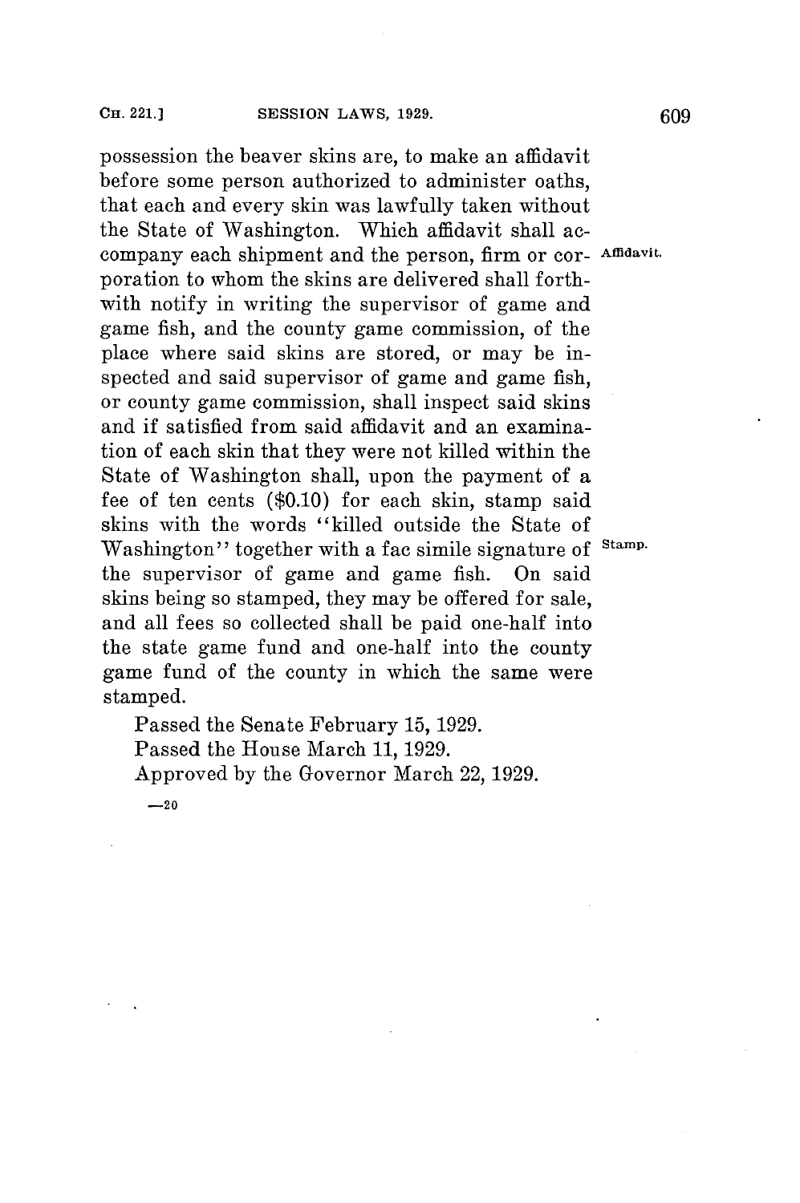possession the beaver skins are, to make an affidavit before some person authorized to administer oaths, that each and every skin was lawfully taken without the State of Washington. Which affidavit shall accompany each shipment and the person, firm or corporation to whom the skins are delivered shall forthwith notify in writing the supervisor of game and game fish, and the county game commission, of the place where said skins are stored, or may be inspected and said supervisor of game and game fish, or county game commission, shall inspect said skins and if satisfied from said affidavit and an examination of each skin that they were not killed within the State of Washington shall, upon the payment of a fee of ten cents ($0.10) for each skin, stamp said skins with the words "killed outside the State of Washington" together with a fac simile signature of the supervisor of game and game fish. On said skins being so stamped, they may be offered for sale, and all fees so collected shall be paid one-half into the state game fund and one-half into the county game fund of the county in which the same were stamped.

Affidavit.

Stamp.

Passed the Senate February 15, 1929.

Passed the House March 11, 1929.

Approved by the Governor March 22, 1929.

—20